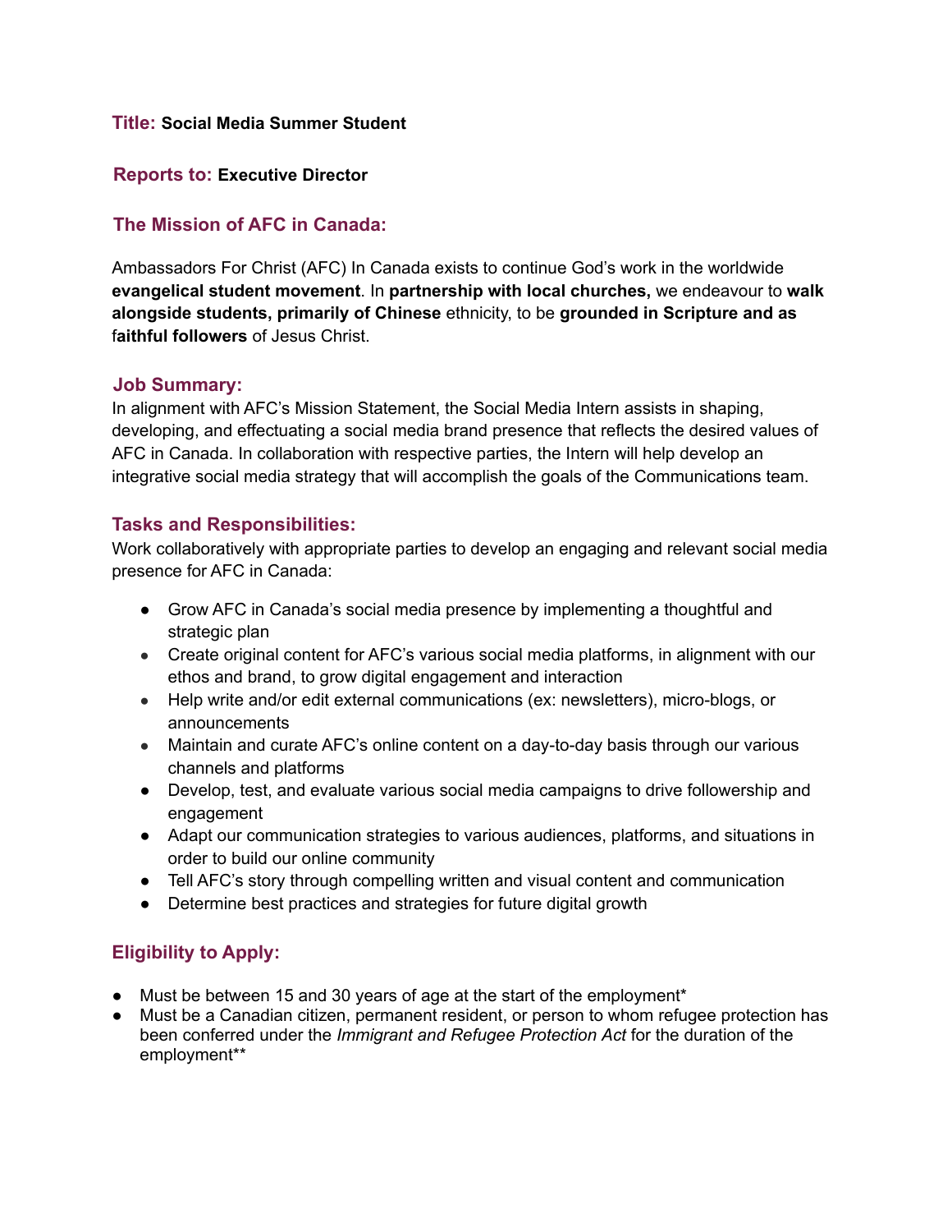**Title:** **Social Media Summer Student**

**Reports to:** **Executive Director**

## The Mission of AFC in Canada:

Ambassadors For Christ (AFC) In Canada exists to continue God's work in the worldwide **evangelical student movement**. In **partnership with local churches,** we endeavour to **walk alongside students, primarily of Chinese** ethnicity, to be **grounded in Scripture and as** f**aithful followers** of Jesus Christ.

## Job Summary:

In alignment with AFC's Mission Statement, the Social Media Intern assists in shaping, developing, and effectuating a social media brand presence that reflects the desired values of AFC in Canada. In collaboration with respective parties, the Intern will help develop an integrative social media strategy that will accomplish the goals of the Communications team.

## Tasks and Responsibilities:

Work collaboratively with appropriate parties to develop an engaging and relevant social media presence for AFC in Canada:

- Grow AFC in Canada's social media presence by implementing a thoughtful and strategic plan
- Create original content for AFC's various social media platforms, in alignment with our ethos and brand, to grow digital engagement and interaction
- Help write and/or edit external communications (ex: newsletters), micro-blogs, or announcements
- Maintain and curate AFC's online content on a day-to-day basis through our various channels and platforms
- Develop, test, and evaluate various social media campaigns to drive followership and engagement
- Adapt our communication strategies to various audiences, platforms, and situations in order to build our online community
- Tell AFC's story through compelling written and visual content and communication
- Determine best practices and strategies for future digital growth

## Eligibility to Apply:

- Must be between 15 and 30 years of age at the start of the employment*
- Must be a Canadian citizen, permanent resident, or person to whom refugee protection has been conferred under the *Immigrant and Refugee Protection Act* for the duration of the employment**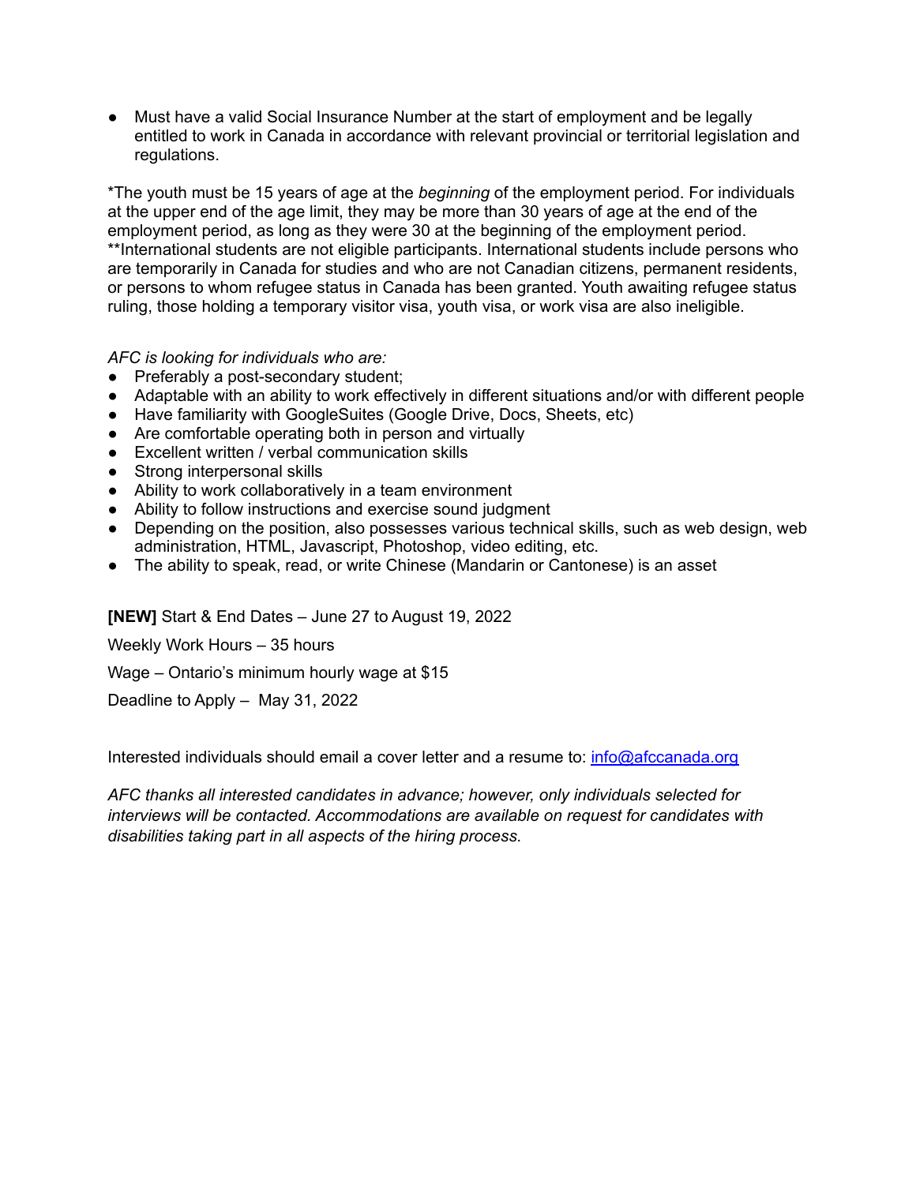- Must have a valid Social Insurance Number at the start of employment and be legally entitled to work in Canada in accordance with relevant provincial or territorial legislation and regulations.

*The youth must be 15 years of age at the *beginning* of the employment period. For individuals at the upper end of the age limit, they may be more than 30 years of age at the end of the employment period, as long as they were 30 at the beginning of the employment period.
**International students are not eligible participants. International students include persons who are temporarily in Canada for studies and who are not Canadian citizens, permanent residents, or persons to whom refugee status in Canada has been granted. Youth awaiting refugee status ruling, those holding a temporary visitor visa, youth visa, or work visa are also ineligible.

*AFC is looking for individuals who are:*

- Preferably a post-secondary student;
- Adaptable with an ability to work effectively in different situations and/or with different people
- Have familiarity with GoogleSuites (Google Drive, Docs, Sheets, etc)
- Are comfortable operating both in person and virtually
- Excellent written / verbal communication skills
- Strong interpersonal skills
- Ability to work collaboratively in a team environment
- Ability to follow instructions and exercise sound judgment
- Depending on the position, also possesses various technical skills, such as web design, web administration, HTML, Javascript, Photoshop, video editing, etc.
- The ability to speak, read, or write Chinese (Mandarin or Cantonese) is an asset

**[NEW]** Start & End Dates – June 27 to August 19, 2022

Weekly Work Hours – 35 hours

Wage – Ontario's minimum hourly wage at $15

Deadline to Apply – May 31, 2022

Interested individuals should email a cover letter and a resume to: info@afccanada.org

*AFC thanks all interested candidates in advance; however, only individuals selected for interviews will be contacted. Accommodations are available on request for candidates with disabilities taking part in all aspects of the hiring process.*